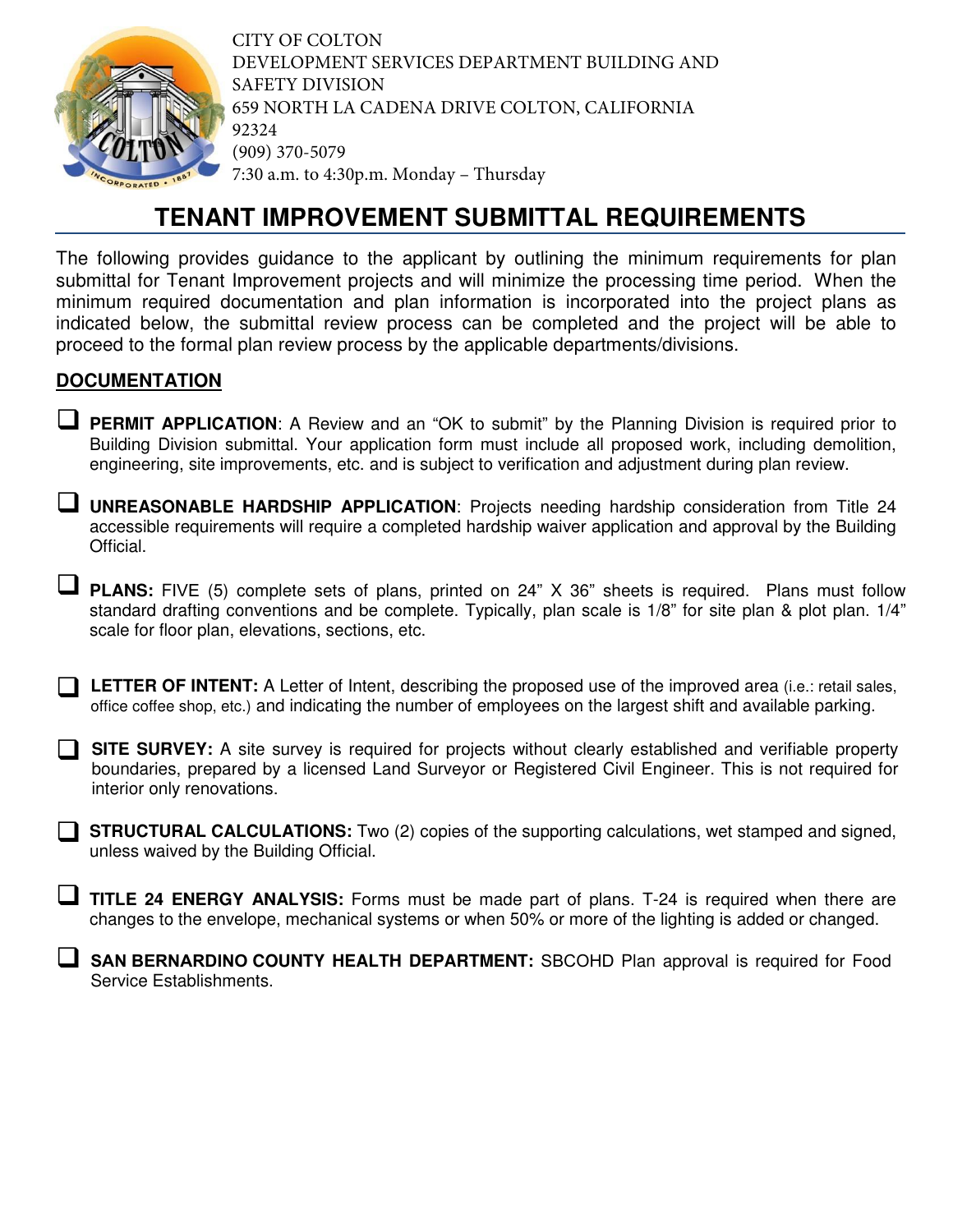CITY OF COLTON
DEVELOPMENT SERVICES DEPARTMENT BUILDING AND SAFETY DIVISION
659 NORTH LA CADENA DRIVE COLTON, CALIFORNIA 92324
(909) 370-5079
7:30 a.m. to 4:30p.m. Monday – Thursday

# TENANT IMPROVEMENT SUBMITTAL REQUIREMENTS

The following provides guidance to the applicant by outlining the minimum requirements for plan submittal for Tenant Improvement projects and will minimize the processing time period. When the minimum required documentation and plan information is incorporated into the project plans as indicated below, the submittal review process can be completed and the project will be able to proceed to the formal plan review process by the applicable departments/divisions.

## DOCUMENTATION

- ☐ **PERMIT APPLICATION**: A Review and an "OK to submit" by the Planning Division is required prior to Building Division submittal. Your application form must include all proposed work, including demolition, engineering, site improvements, etc. and is subject to verification and adjustment during plan review.

- ☐ **UNREASONABLE HARDSHIP APPLICATION**: Projects needing hardship consideration from Title 24 accessible requirements will require a completed hardship waiver application and approval by the Building Official.

- ☐ **PLANS:** FIVE (5) complete sets of plans, printed on 24" X 36" sheets is required. Plans must follow standard drafting conventions and be complete. Typically, plan scale is 1/8" for site plan & plot plan. 1/4" scale for floor plan, elevations, sections, etc.

- ☐ **LETTER OF INTENT:** A Letter of Intent, describing the proposed use of the improved area (i.e.: retail sales, office coffee shop, etc.) and indicating the number of employees on the largest shift and available parking.

- ☐ **SITE SURVEY:** A site survey is required for projects without clearly established and verifiable property boundaries, prepared by a licensed Land Surveyor or Registered Civil Engineer. This is not required for interior only renovations.

- ☐ **STRUCTURAL CALCULATIONS:** Two (2) copies of the supporting calculations, wet stamped and signed, unless waived by the Building Official.

- ☐ **TITLE 24 ENERGY ANALYSIS:** Forms must be made part of plans. T-24 is required when there are changes to the envelope, mechanical systems or when 50% or more of the lighting is added or changed.

- ☐ **SAN BERNARDINO COUNTY HEALTH DEPARTMENT:** SBCOHD Plan approval is required for Food Service Establishments.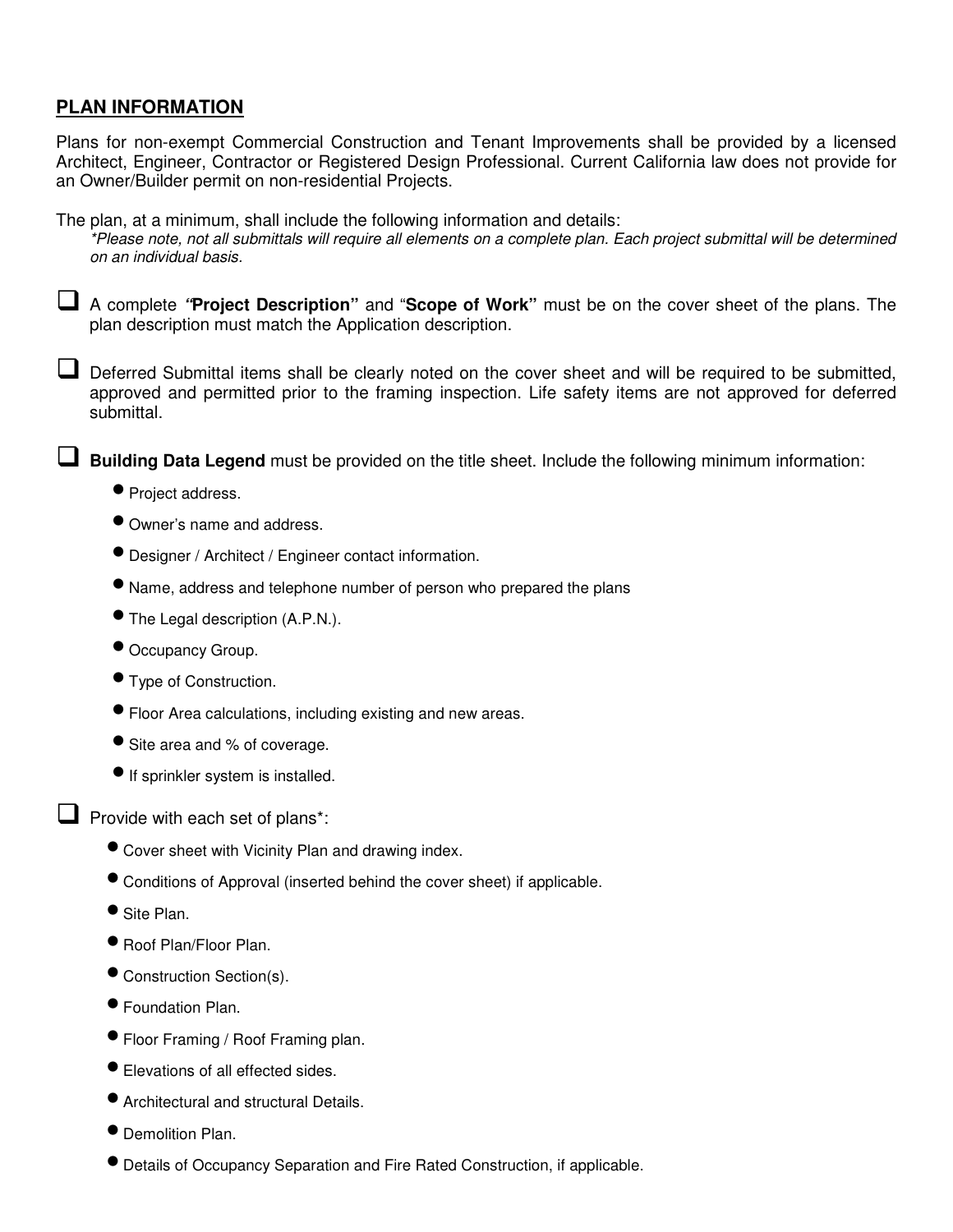## PLAN INFORMATION

Plans for non-exempt Commercial Construction and Tenant Improvements shall be provided by a licensed Architect, Engineer, Contractor or Registered Design Professional. Current California law does not provide for an Owner/Builder permit on non-residential Projects.

The plan, at a minimum, shall include the following information and details:

*\*Please note, not all submittals will require all elements on a complete plan. Each project submittal will be determined on an individual basis.*

- [ ] A complete ***"*Project Description"** and "**Scope of Work"** must be on the cover sheet of the plans. The plan description must match the Application description.

- [ ] Deferred Submittal items shall be clearly noted on the cover sheet and will be required to be submitted, approved and permitted prior to the framing inspection. Life safety items are not approved for deferred submittal.

- [ ] **Building Data Legend** must be provided on the title sheet. Include the following minimum information:
  - Project address.
  - Owner's name and address.
  - Designer / Architect / Engineer contact information.
  - Name, address and telephone number of person who prepared the plans
  - The Legal description (A.P.N.).
  - Occupancy Group.
  - Type of Construction.
  - Floor Area calculations, including existing and new areas.
  - Site area and % of coverage.
  - If sprinkler system is installed.

- [ ] Provide with each set of plans*:
  - Cover sheet with Vicinity Plan and drawing index.
  - Conditions of Approval (inserted behind the cover sheet) if applicable.
  - Site Plan.
  - Roof Plan/Floor Plan.
  - Construction Section(s).
  - Foundation Plan.
  - Floor Framing / Roof Framing plan.
  - Elevations of all effected sides.
  - Architectural and structural Details.
  - Demolition Plan.
  - Details of Occupancy Separation and Fire Rated Construction, if applicable.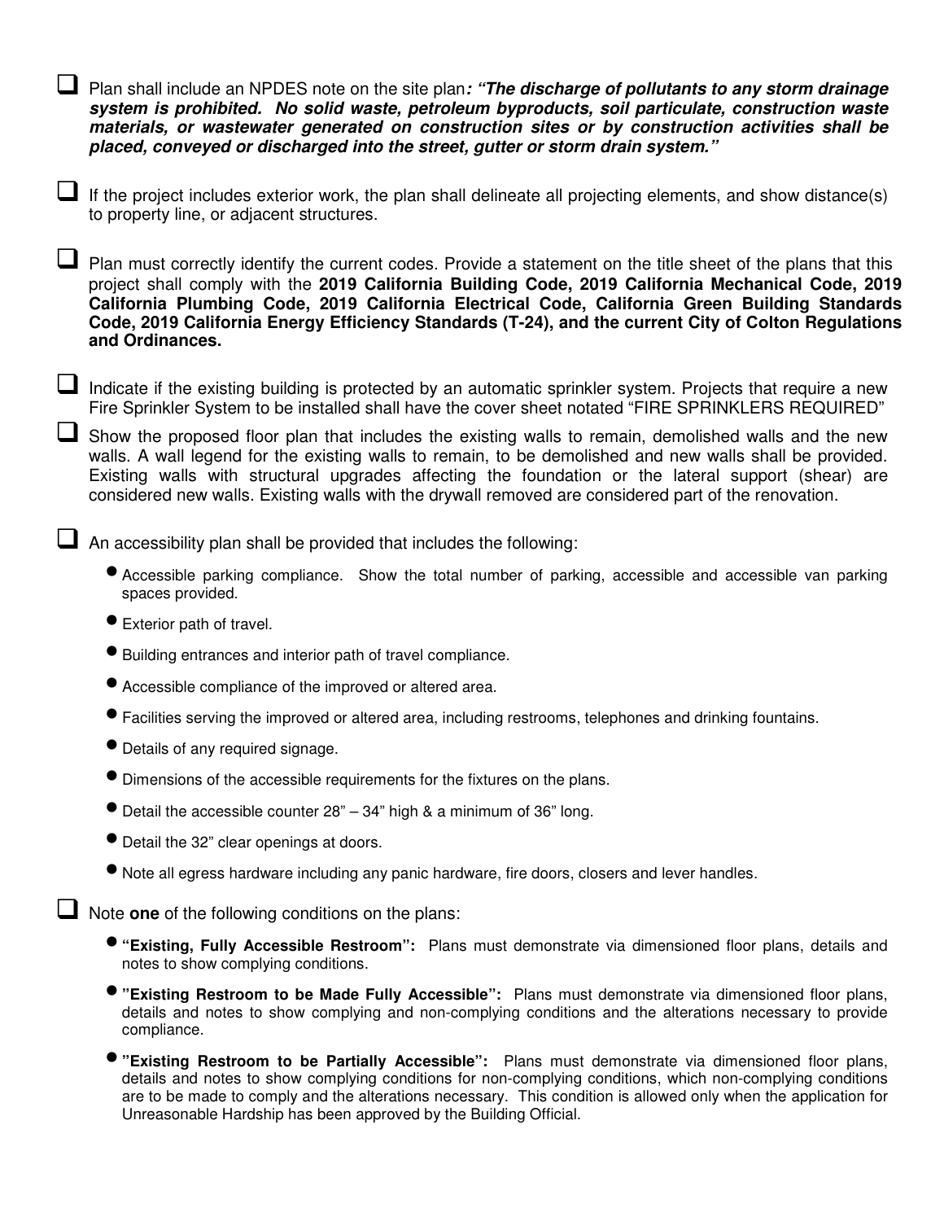- [ ] Plan shall include an NPDES note on the site plan***: "The discharge of pollutants to any storm drainage system is prohibited. No solid waste, petroleum byproducts, soil particulate, construction waste materials, or wastewater generated on construction sites or by construction activities shall be placed, conveyed or discharged into the street, gutter or storm drain system."***

- [ ] If the project includes exterior work, the plan shall delineate all projecting elements, and show distance(s) to property line, or adjacent structures.

- [ ] Plan must correctly identify the current codes. Provide a statement on the title sheet of the plans that this project shall comply with the **2019 California Building Code, 2019 California Mechanical Code, 2019 California Plumbing Code, 2019 California Electrical Code, California Green Building Standards Code, 2019 California Energy Efficiency Standards (T-24), and the current City of Colton Regulations and Ordinances.**

- [ ] Indicate if the existing building is protected by an automatic sprinkler system. Projects that require a new Fire Sprinkler System to be installed shall have the cover sheet notated "FIRE SPRINKLERS REQUIRED"

- [ ] Show the proposed floor plan that includes the existing walls to remain, demolished walls and the new walls. A wall legend for the existing walls to remain, to be demolished and new walls shall be provided. Existing walls with structural upgrades affecting the foundation or the lateral support (shear) are considered new walls. Existing walls with the drywall removed are considered part of the renovation.

- [ ] An accessibility plan shall be provided that includes the following:
  - Accessible parking compliance. Show the total number of parking, accessible and accessible van parking spaces provided.
  - Exterior path of travel.
  - Building entrances and interior path of travel compliance.
  - Accessible compliance of the improved or altered area.
  - Facilities serving the improved or altered area, including restrooms, telephones and drinking fountains.
  - Details of any required signage.
  - Dimensions of the accessible requirements for the fixtures on the plans.
  - Detail the accessible counter 28" – 34" high & a minimum of 36" long.
  - Detail the 32" clear openings at doors.
  - Note all egress hardware including any panic hardware, fire doors, closers and lever handles.

- [ ] Note **one** of the following conditions on the plans:
  - **"Existing, Fully Accessible Restroom":** Plans must demonstrate via dimensioned floor plans, details and notes to show complying conditions.
  - **"Existing Restroom to be Made Fully Accessible":** Plans must demonstrate via dimensioned floor plans, details and notes to show complying and non-complying conditions and the alterations necessary to provide compliance.
  - **"Existing Restroom to be Partially Accessible":** Plans must demonstrate via dimensioned floor plans, details and notes to show complying conditions for non-complying conditions, which non-complying conditions are to be made to comply and the alterations necessary. This condition is allowed only when the application for Unreasonable Hardship has been approved by the Building Official.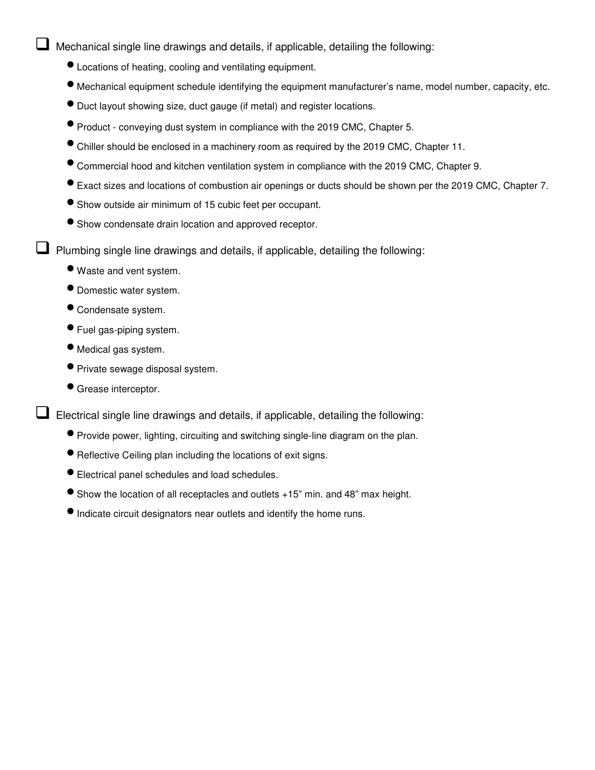- [ ] Mechanical single line drawings and details, if applicable, detailing the following:
    - Locations of heating, cooling and ventilating equipment.
    - Mechanical equipment schedule identifying the equipment manufacturer's name, model number, capacity, etc.
    - Duct layout showing size, duct gauge (if metal) and register locations.
    - Product - conveying dust system in compliance with the 2019 CMC, Chapter 5.
    - Chiller should be enclosed in a machinery room as required by the 2019 CMC, Chapter 11.
    - Commercial hood and kitchen ventilation system in compliance with the 2019 CMC, Chapter 9.
    - Exact sizes and locations of combustion air openings or ducts should be shown per the 2019 CMC, Chapter 7.
    - Show outside air minimum of 15 cubic feet per occupant.
    - Show condensate drain location and approved receptor.

- [ ] Plumbing single line drawings and details, if applicable, detailing the following:
    - Waste and vent system.
    - Domestic water system.
    - Condensate system.
    - Fuel gas-piping system.
    - Medical gas system.
    - Private sewage disposal system.
    - Grease interceptor.

- [ ] Electrical single line drawings and details, if applicable, detailing the following:
    - Provide power, lighting, circuiting and switching single-line diagram on the plan.
    - Reflective Ceiling plan including the locations of exit signs.
    - Electrical panel schedules and load schedules.
    - Show the location of all receptacles and outlets +15" min. and 48" max height.
    - Indicate circuit designators near outlets and identify the home runs.